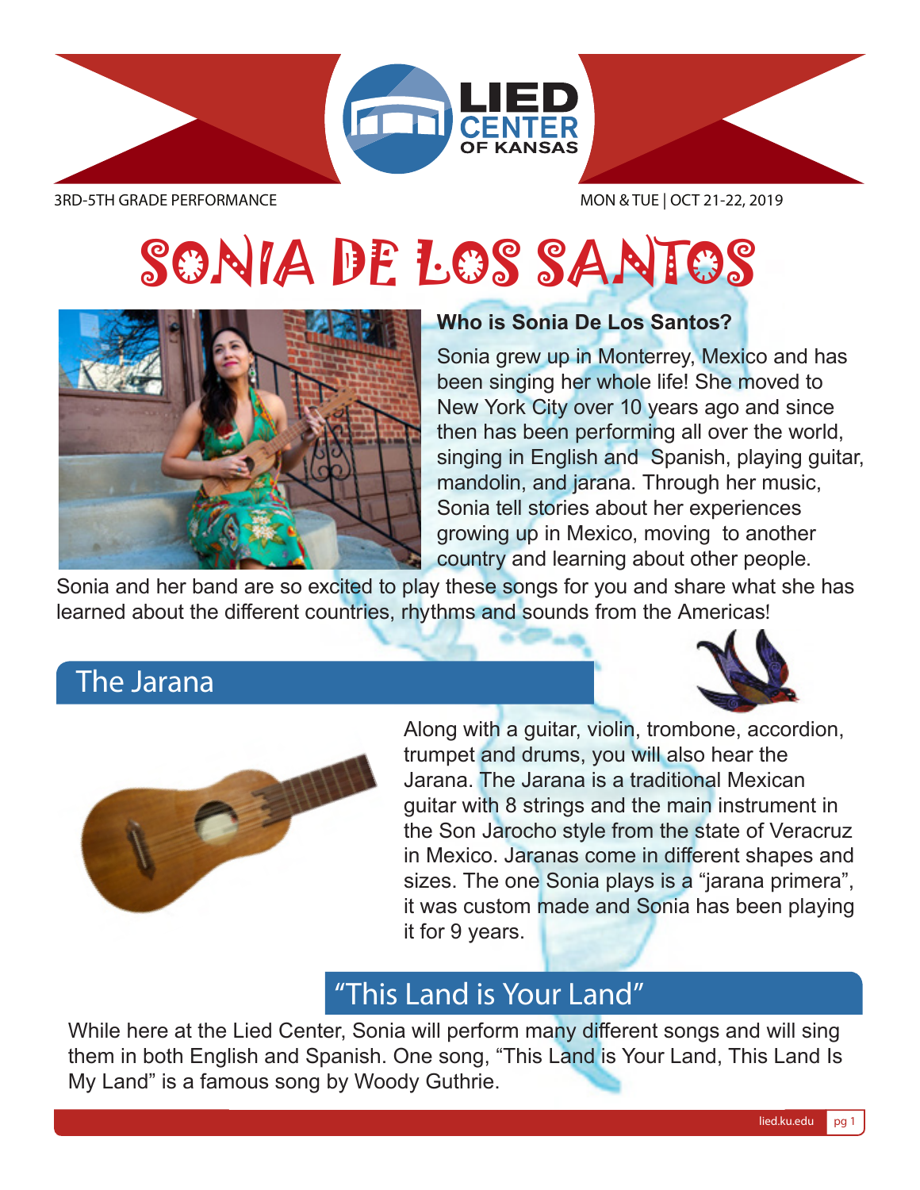3RD-5TH GRADE PERFORMANCE

MON & TUE | OCT 21-22, 2019

# SONIA DE LOS SANTOS

**Who is Sonia De Los Santos?**

Sonia grew up in Monterrey, Mexico and has been singing her whole life! She moved to New York City over 10 years ago and since then has been performing all over the world, singing in English and Spanish, playing guitar, mandolin, and jarana. Through her music, Sonia tell stories about her experiences growing up in Mexico, moving to another country and learning about other people. Sonia and her band are so excited to play these songs for you and share what she has learned about the different countries, rhythms and sounds from the Americas!

## The Jarana

Along with a guitar, violin, trombone, accordion, trumpet and drums, you will also hear the Jarana. The Jarana is a traditional Mexican guitar with 8 strings and the main instrument in the Son Jarocho style from the state of Veracruz in Mexico. Jaranas come in different shapes and sizes. The one Sonia plays is a "jarana primera", it was custom made and Sonia has been playing it for 9 years.

## "This Land is Your Land"

While here at the Lied Center, Sonia will perform many different songs and will sing them in both English and Spanish. One song, "This Land is Your Land, This Land Is My Land" is a famous song by Woody Guthrie.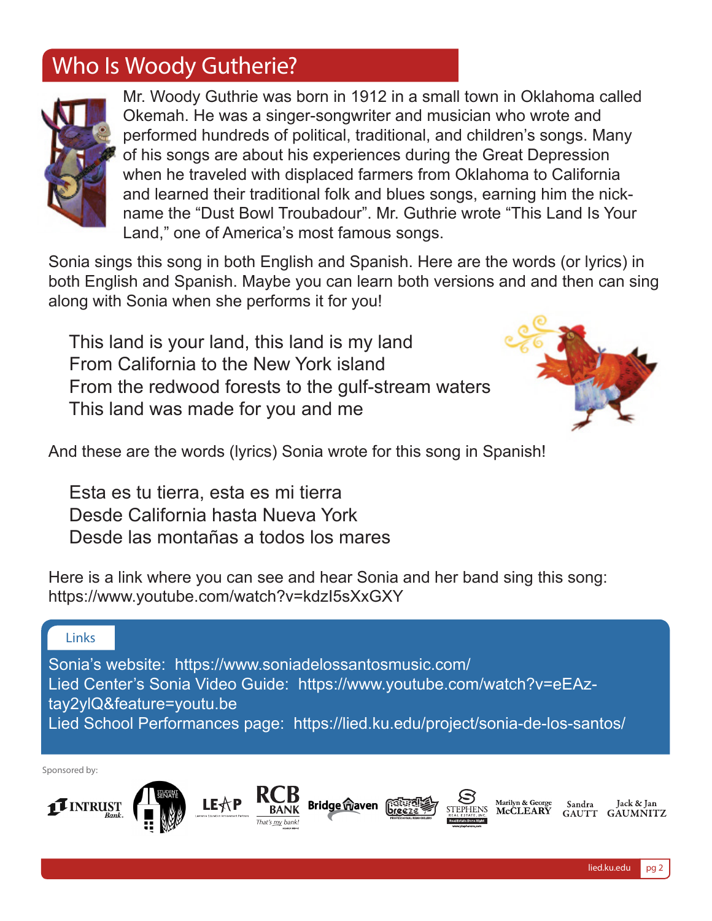## Who Is Woody Gutherie?

Mr. Woody Guthrie was born in 1912 in a small town in Oklahoma called Okemah. He was a singer-songwriter and musician who wrote and performed hundreds of political, traditional, and children's songs. Many of his songs are about his experiences during the Great Depression when he traveled with displaced farmers from Oklahoma to California and learned their traditional folk and blues songs, earning him the nick-name the "Dust Bowl Troubadour". Mr. Guthrie wrote "This Land Is Your Land," one of America's most famous songs.

Sonia sings this song in both English and Spanish. Here are the words (or lyrics) in both English and Spanish. Maybe you can learn both versions and and then can sing along with Sonia when she performs it for you!

This land is your land, this land is my land
From California to the New York island
From the redwood forests to the gulf-stream waters
This land was made for you and me

And these are the words (lyrics) Sonia wrote for this song in Spanish!

Esta es tu tierra, esta es mi tierra
Desde California hasta Nueva York
Desde las montañas a todos los mares

Here is a link where you can see and hear Sonia and her band sing this song: https://www.youtube.com/watch?v=kdzI5sXxGXY

### Links

Sonia's website: https://www.soniadelossantosmusic.com/
Lied Center's Sonia Video Guide: https://www.youtube.com/watch?v=eEAz-tay2ylQ&feature=youtu.be
Lied School Performances page: https://lied.ku.edu/project/sonia-de-los-santos/

Sponsored by:

INTRUST Bank, Student Senate, LEAP, RCB Bank, BridgeHaven, Natural Breeze, Stephens Real Estate, Inc., Marilyn & George McCleary, Sandra Gautt, Jack & Jan Gaumnitz

lied.ku.edu